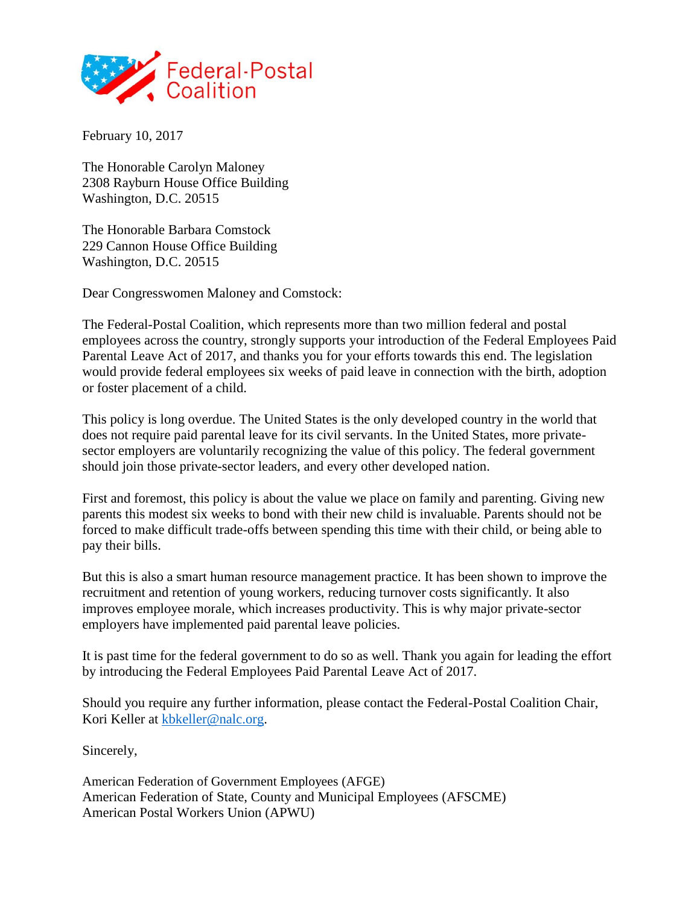Federal-Postal Coalition

February 10, 2017

The Honorable Carolyn Maloney
2308 Rayburn House Office Building
Washington, D.C. 20515

The Honorable Barbara Comstock
229 Cannon House Office Building
Washington, D.C. 20515

Dear Congresswomen Maloney and Comstock:

The Federal-Postal Coalition, which represents more than two million federal and postal employees across the country, strongly supports your introduction of the Federal Employees Paid Parental Leave Act of 2017, and thanks you for your efforts towards this end. The legislation would provide federal employees six weeks of paid leave in connection with the birth, adoption or foster placement of a child.

This policy is long overdue. The United States is the only developed country in the world that does not require paid parental leave for its civil servants. In the United States, more private-sector employers are voluntarily recognizing the value of this policy. The federal government should join those private-sector leaders, and every other developed nation.

First and foremost, this policy is about the value we place on family and parenting. Giving new parents this modest six weeks to bond with their new child is invaluable. Parents should not be forced to make difficult trade-offs between spending this time with their child, or being able to pay their bills.

But this is also a smart human resource management practice. It has been shown to improve the recruitment and retention of young workers, reducing turnover costs significantly. It also improves employee morale, which increases productivity. This is why major private-sector employers have implemented paid parental leave policies.

It is past time for the federal government to do so as well. Thank you again for leading the effort by introducing the Federal Employees Paid Parental Leave Act of 2017.

Should you require any further information, please contact the Federal-Postal Coalition Chair, Kori Keller at kbkeller@nalc.org.

Sincerely,

American Federation of Government Employees (AFGE)
American Federation of State, County and Municipal Employees (AFSCME)
American Postal Workers Union (APWU)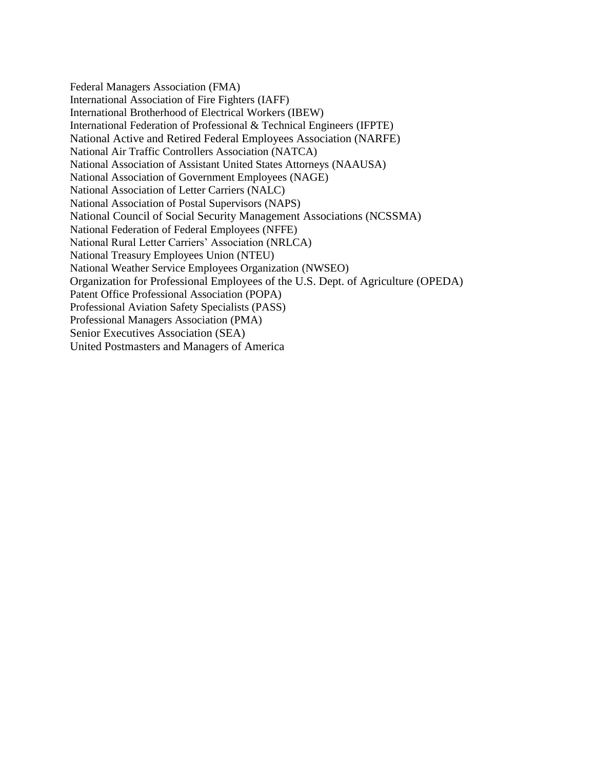Federal Managers Association (FMA)
International Association of Fire Fighters (IAFF)
International Brotherhood of Electrical Workers (IBEW)
International Federation of Professional & Technical Engineers (IFPTE)
National Active and Retired Federal Employees Association (NARFE)
National Air Traffic Controllers Association (NATCA)
National Association of Assistant United States Attorneys (NAAUSA)
National Association of Government Employees (NAGE)
National Association of Letter Carriers (NALC)
National Association of Postal Supervisors (NAPS)
National Council of Social Security Management Associations (NCSSMA)
National Federation of Federal Employees (NFFE)
National Rural Letter Carriers' Association (NRLCA)
National Treasury Employees Union (NTEU)
National Weather Service Employees Organization (NWSEO)
Organization for Professional Employees of the U.S. Dept. of Agriculture (OPEDA)
Patent Office Professional Association (POPA)
Professional Aviation Safety Specialists (PASS)
Professional Managers Association (PMA)
Senior Executives Association (SEA)
United Postmasters and Managers of America